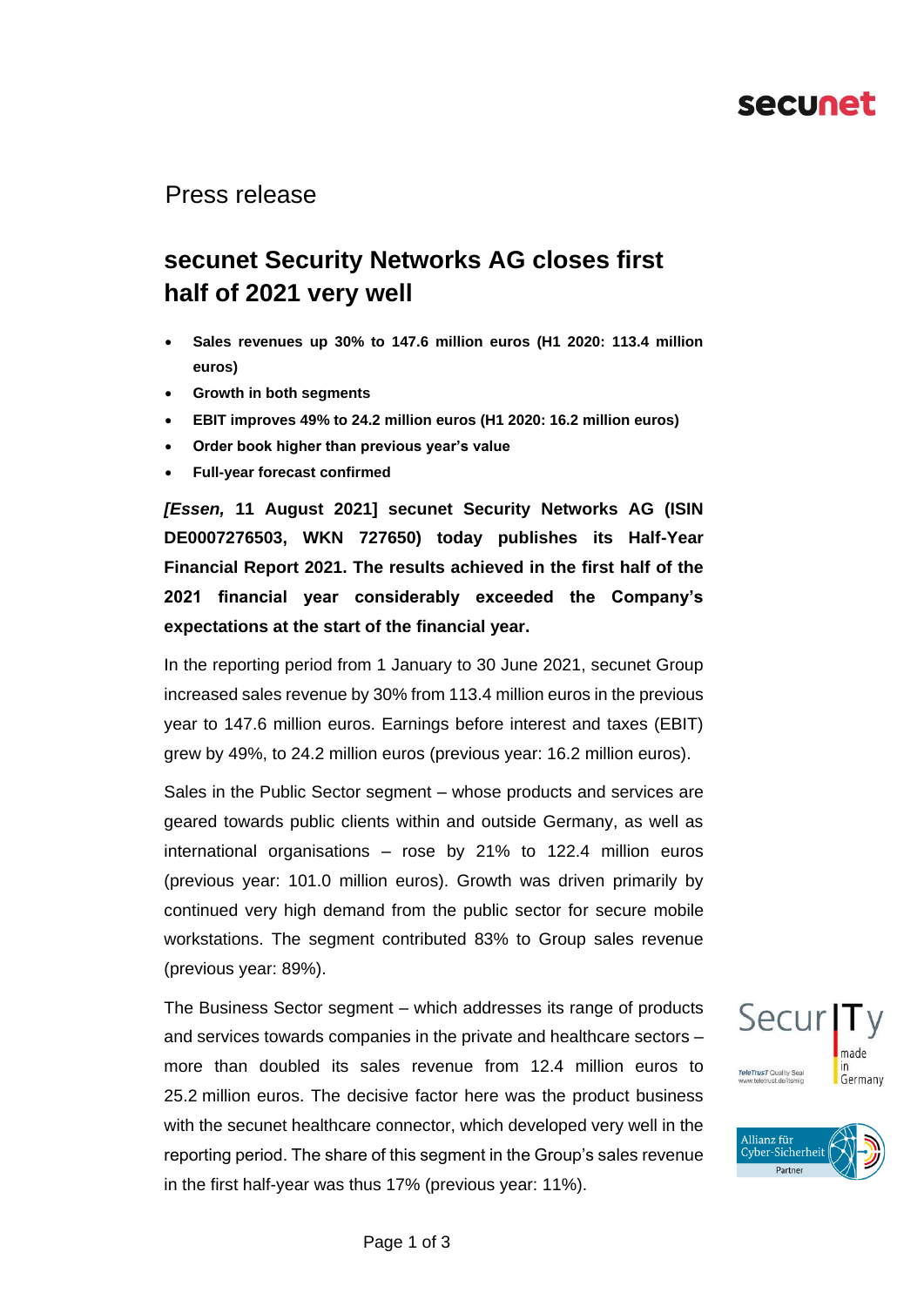Press release

# secunet Security Networks AG closes first half of 2021 very well

- **Sales revenues up 30% to 147.6 million euros (H1 2020: 113.4 million euros)**
- **Growth in both segments**
- **EBIT improves 49% to 24.2 million euros (H1 2020: 16.2 million euros)**
- **Order book higher than previous year's value**
- **Full-year forecast confirmed**

***[Essen,* 11 August 2021] secunet Security Networks AG (ISIN DE0007276503, WKN 727650) today publishes its Half-Year Financial Report 2021. The results achieved in the first half of the 2021 financial year considerably exceeded the Company's expectations at the start of the financial year.**

In the reporting period from 1 January to 30 June 2021, secunet Group increased sales revenue by 30% from 113.4 million euros in the previous year to 147.6 million euros. Earnings before interest and taxes (EBIT) grew by 49%, to 24.2 million euros (previous year: 16.2 million euros).

Sales in the Public Sector segment – whose products and services are geared towards public clients within and outside Germany, as well as international organisations – rose by 21% to 122.4 million euros (previous year: 101.0 million euros). Growth was driven primarily by continued very high demand from the public sector for secure mobile workstations. The segment contributed 83% to Group sales revenue (previous year: 89%).

The Business Sector segment – which addresses its range of products and services towards companies in the private and healthcare sectors – more than doubled its sales revenue from 12.4 million euros to 25.2 million euros. The decisive factor here was the product business with the secunet healthcare connector, which developed very well in the reporting period. The share of this segment in the Group's sales revenue in the first half-year was thus 17% (previous year: 11%).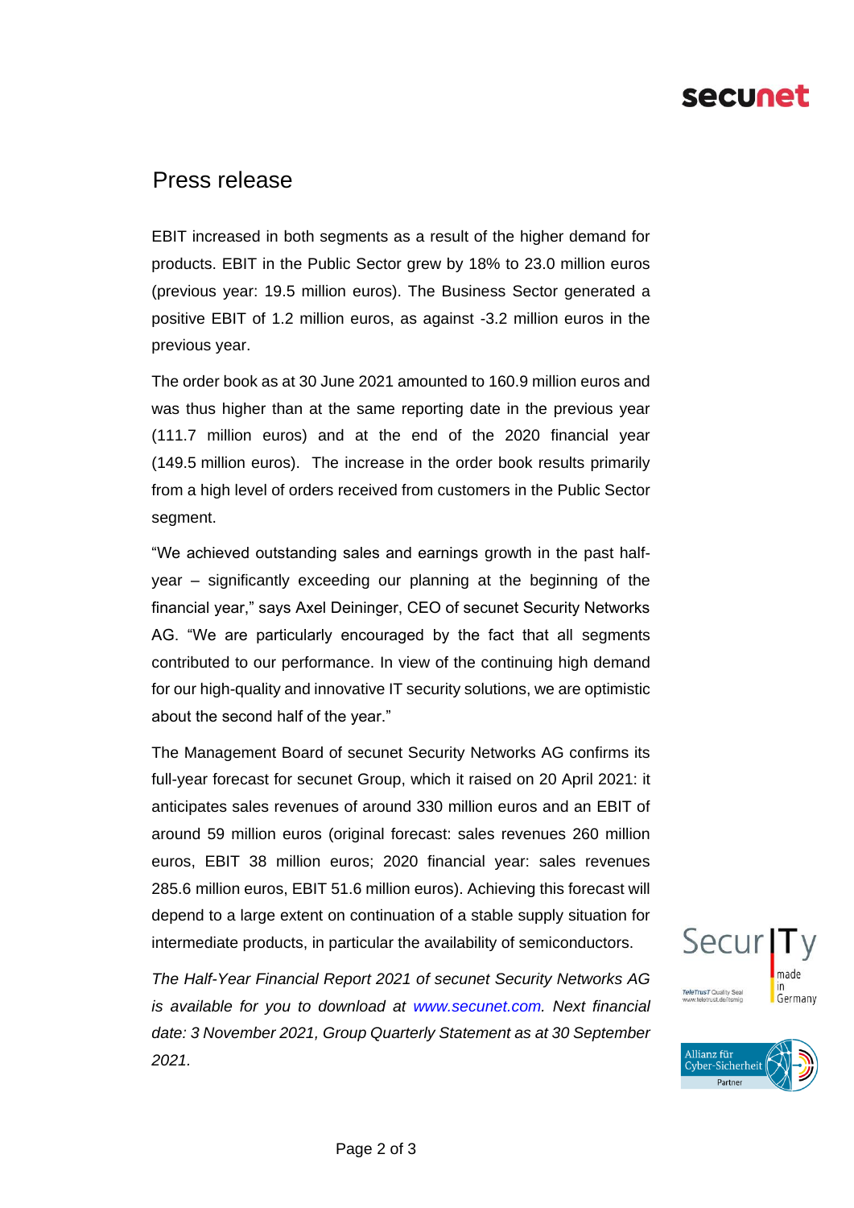# Press release

EBIT increased in both segments as a result of the higher demand for products. EBIT in the Public Sector grew by 18% to 23.0 million euros (previous year: 19.5 million euros). The Business Sector generated a positive EBIT of 1.2 million euros, as against -3.2 million euros in the previous year.

The order book as at 30 June 2021 amounted to 160.9 million euros and was thus higher than at the same reporting date in the previous year (111.7 million euros) and at the end of the 2020 financial year (149.5 million euros). The increase in the order book results primarily from a high level of orders received from customers in the Public Sector segment.

“We achieved outstanding sales and earnings growth in the past half-year – significantly exceeding our planning at the beginning of the financial year,” says Axel Deininger, CEO of secunet Security Networks AG. “We are particularly encouraged by the fact that all segments contributed to our performance. In view of the continuing high demand for our high-quality and innovative IT security solutions, we are optimistic about the second half of the year.”

The Management Board of secunet Security Networks AG confirms its full-year forecast for secunet Group, which it raised on 20 April 2021: it anticipates sales revenues of around 330 million euros and an EBIT of around 59 million euros (original forecast: sales revenues 260 million euros, EBIT 38 million euros; 2020 financial year: sales revenues 285.6 million euros, EBIT 51.6 million euros). Achieving this forecast will depend to a large extent on continuation of a stable supply situation for intermediate products, in particular the availability of semiconductors.

*The Half-Year Financial Report 2021 of secunet Security Networks AG is available for you to download at www.secunet.com. Next financial date: 3 November 2021, Group Quarterly Statement as at 30 September 2021.*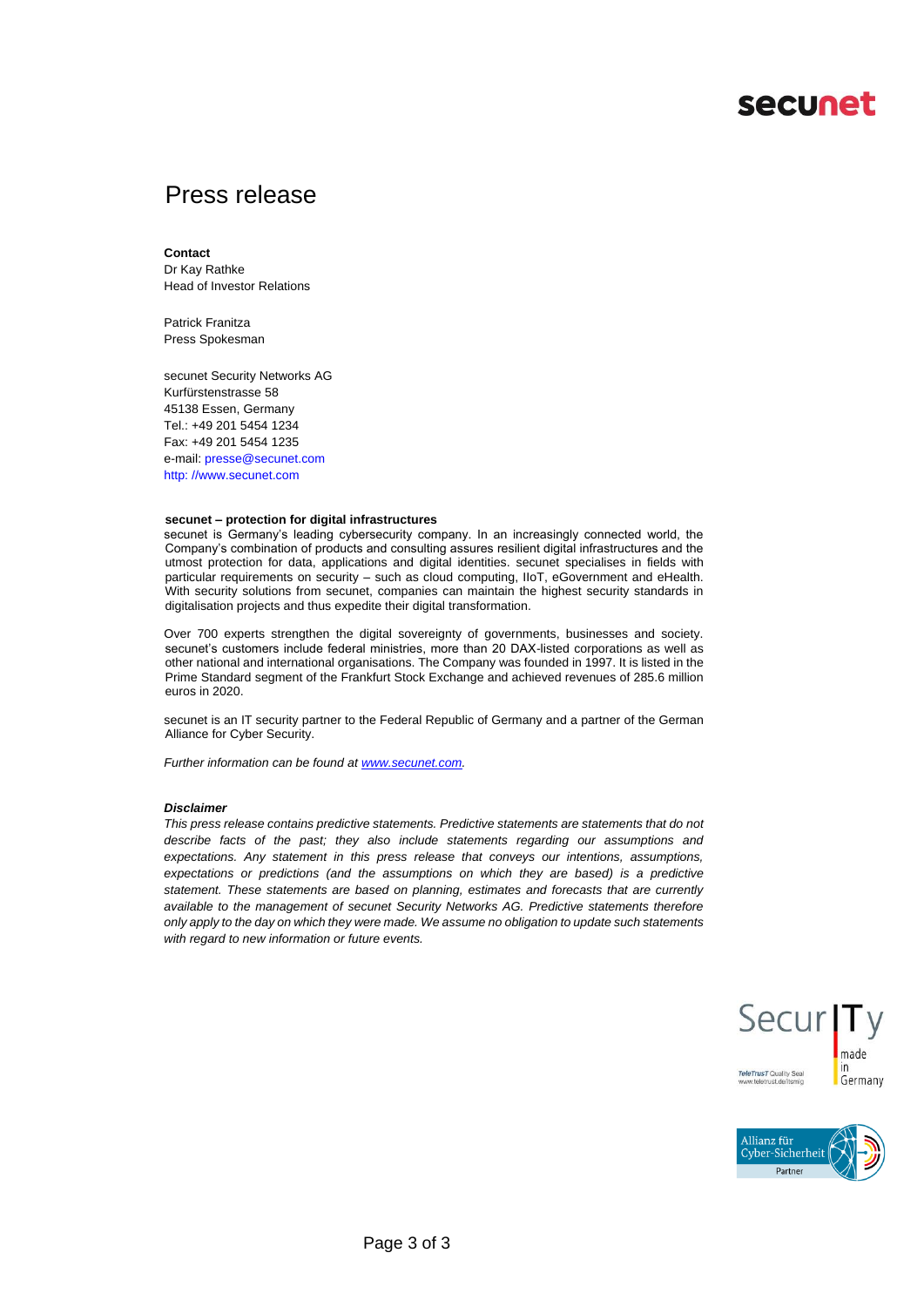# Press release

**Contact**
Dr Kay Rathke
Head of Investor Relations

Patrick Franitza
Press Spokesman

secunet Security Networks AG
Kurfürstenstrasse 58
45138 Essen, Germany
Tel.: +49 201 5454 1234
Fax: +49 201 5454 1235
e-mail: presse@secunet.com
http: //www.secunet.com

**secunet – protection for digital infrastructures**
secunet is Germany's leading cybersecurity company. In an increasingly connected world, the Company's combination of products and consulting assures resilient digital infrastructures and the utmost protection for data, applications and digital identities. secunet specialises in fields with particular requirements on security – such as cloud computing, IIoT, eGovernment and eHealth. With security solutions from secunet, companies can maintain the highest security standards in digitalisation projects and thus expedite their digital transformation.

Over 700 experts strengthen the digital sovereignty of governments, businesses and society. secunet's customers include federal ministries, more than 20 DAX-listed corporations as well as other national and international organisations. The Company was founded in 1997. It is listed in the Prime Standard segment of the Frankfurt Stock Exchange and achieved revenues of 285.6 million euros in 2020.

secunet is an IT security partner to the Federal Republic of Germany and a partner of the German Alliance for Cyber Security.

*Further information can be found at www.secunet.com.*

***Disclaimer***
*This press release contains predictive statements. Predictive statements are statements that do not describe facts of the past; they also include statements regarding our assumptions and expectations. Any statement in this press release that conveys our intentions, assumptions, expectations or predictions (and the assumptions on which they are based) is a predictive statement. These statements are based on planning, estimates and forecasts that are currently available to the management of secunet Security Networks AG. Predictive statements therefore only apply to the day on which they were made. We assume no obligation to update such statements with regard to new information or future events.*